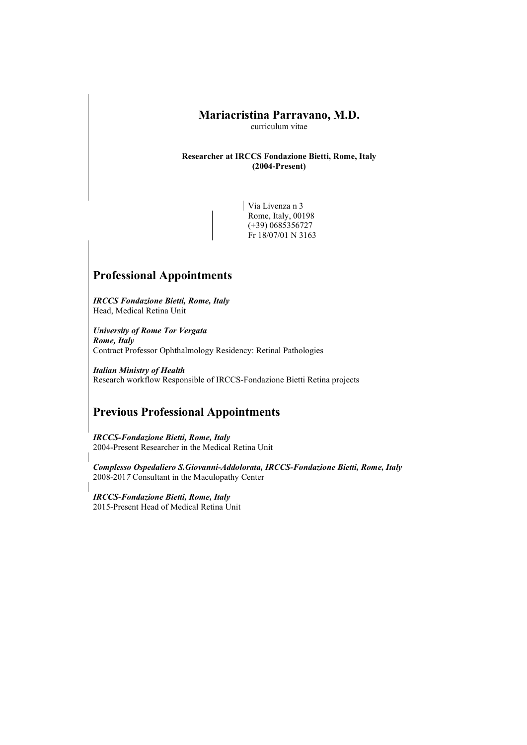# Mariacristina Parravano, M.D.

curriculum vitae

**Researcher at IRCCS Fondazione Bietti, Rome, Italy (2004-Present)**

Via Livenza n 3
Rome, Italy, 00198
(+39) 0685356727
Fr 18/07/01 N 3163

## Professional Appointments

***IRCCS Fondazione Bietti, Rome, Italy***
Head, Medical Retina Unit

***University of Rome Tor Vergata***
***Rome, Italy***
Contract Professor Ophthalmology Residency: Retinal Pathologies

***Italian Ministry of Health***
Research workflow Responsible of IRCCS-Fondazione Bietti Retina projects

## Previous Professional Appointments

***IRCCS-Fondazione Bietti, Rome, Italy***
2004-Present Researcher in the Medical Retina Unit

***Complesso Ospedaliero S.Giovanni-Addolorata, IRCCS-Fondazione Bietti, Rome, Italy***
2008-2017 Consultant in the Maculopathy Center

***IRCCS-Fondazione Bietti, Rome, Italy***
2015-Present Head of Medical Retina Unit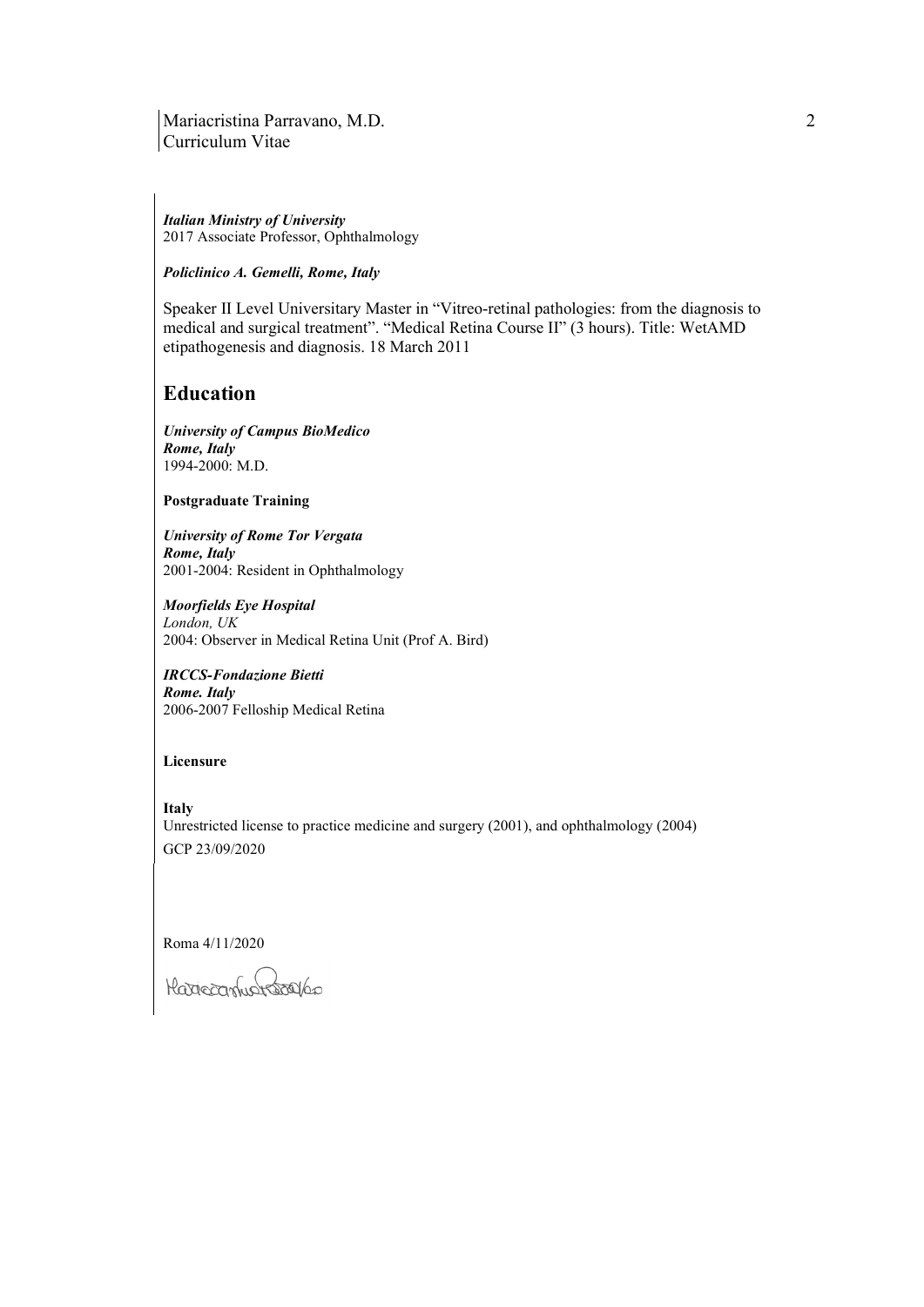***Italian Ministry of University***
2017 Associate Professor, Ophthalmology

***Policlinico A. Gemelli, Rome, Italy***

Speaker II Level Universitary Master in "Vitreo-retinal pathologies: from the diagnosis to medical and surgical treatment". "Medical Retina Course II" (3 hours). Title: WetAMD etipathogenesis and diagnosis. 18 March 2011

## Education

***University of Campus BioMedico***
***Rome, Italy***
1994-2000: M.D.

**Postgraduate Training**

***University of Rome Tor Vergata***
***Rome, Italy***
2001-2004: Resident in Ophthalmology

***Moorfields Eye Hospital***
*London, UK*
2004: Observer in Medical Retina Unit (Prof A. Bird)

***IRCCS-Fondazione Bietti***
***Rome. Italy***
2006-2007 Felloship Medical Retina

**Licensure**

**Italy**
Unrestricted license to practice medicine and surgery (2001), and ophthalmology (2004)
GCP 23/09/2020

Roma 4/11/2020